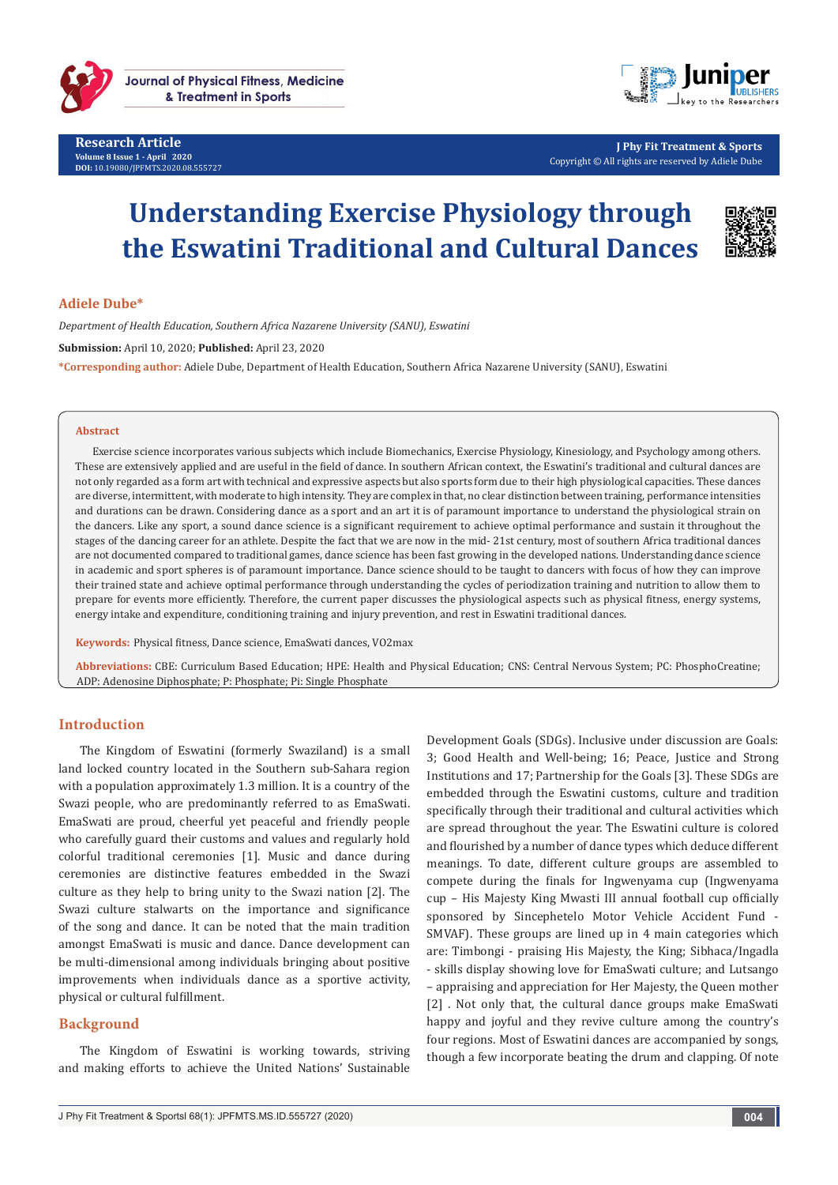Research Article

# Understanding Exercise Physiology through the Eswatini Traditional and Cultural Dances

**Adiele Dube***

*Department of Health Education, Southern Africa Nazarene University (SANU), Eswatini*

**Submission:** April 10, 2020; **Published:** April 23, 2020

***Corresponding author:** Adiele Dube, Department of Health Education, Southern Africa Nazarene University (SANU), Eswatini

## Abstract

Exercise science incorporates various subjects which include Biomechanics, Exercise Physiology, Kinesiology, and Psychology among others. These are extensively applied and are useful in the field of dance. In southern African context, the Eswatini's traditional and cultural dances are not only regarded as a form art with technical and expressive aspects but also sports form due to their high physiological capacities. These dances are diverse, intermittent, with moderate to high intensity. They are complex in that, no clear distinction between training, performance intensities and durations can be drawn. Considering dance as a sport and an art it is of paramount importance to understand the physiological strain on the dancers. Like any sport, a sound dance science is a significant requirement to achieve optimal performance and sustain it throughout the stages of the dancing career for an athlete. Despite the fact that we are now in the mid- 21st century, most of southern Africa traditional dances are not documented compared to traditional games, dance science has been fast growing in the developed nations. Understanding dance science in academic and sport spheres is of paramount importance. Dance science should to be taught to dancers with focus of how they can improve their trained state and achieve optimal performance through understanding the cycles of periodization training and nutrition to allow them to prepare for events more efficiently. Therefore, the current paper discusses the physiological aspects such as physical fitness, energy systems, energy intake and expenditure, conditioning training and injury prevention, and rest in Eswatini traditional dances.

**Keywords:** Physical fitness, Dance science, EmaSwati dances, VO2max

**Abbreviations:** CBE: Curriculum Based Education; HPE: Health and Physical Education; CNS: Central Nervous System; PC: PhosphoCreatine; ADP: Adenosine Diphosphate; P: Phosphate; Pi: Single Phosphate

## Introduction

The Kingdom of Eswatini (formerly Swaziland) is a small land locked country located in the Southern sub-Sahara region with a population approximately 1.3 million. It is a country of the Swazi people, who are predominantly referred to as EmaSwati. EmaSwati are proud, cheerful yet peaceful and friendly people who carefully guard their customs and values and regularly hold colorful traditional ceremonies [1]. Music and dance during ceremonies are distinctive features embedded in the Swazi culture as they help to bring unity to the Swazi nation [2]. The Swazi culture stalwarts on the importance and significance of the song and dance. It can be noted that the main tradition amongst EmaSwati is music and dance. Dance development can be multi-dimensional among individuals bringing about positive improvements when individuals dance as a sportive activity, physical or cultural fulfillment.

## Background

The Kingdom of Eswatini is working towards, striving and making efforts to achieve the United Nations' Sustainable Development Goals (SDGs). Inclusive under discussion are Goals: 3; Good Health and Well-being; 16; Peace, Justice and Strong Institutions and 17; Partnership for the Goals [3]. These SDGs are embedded through the Eswatini customs, culture and tradition specifically through their traditional and cultural activities which are spread throughout the year. The Eswatini culture is colored and flourished by a number of dance types which deduce different meanings. To date, different culture groups are assembled to compete during the finals for Ingwenyama cup (Ingwenyama cup – His Majesty King Mwasti III annual football cup officially sponsored by Sincephetelo Motor Vehicle Accident Fund - SMVAF). These groups are lined up in 4 main categories which are: Timbongi - praising His Majesty, the King; Sibhaca/Ingadla - skills display showing love for EmaSwati culture; and Lutsango – appraising and appreciation for Her Majesty, the Queen mother [2] . Not only that, the cultural dance groups make EmaSwati happy and joyful and they revive culture among the country's four regions. Most of Eswatini dances are accompanied by songs, though a few incorporate beating the drum and clapping. Of note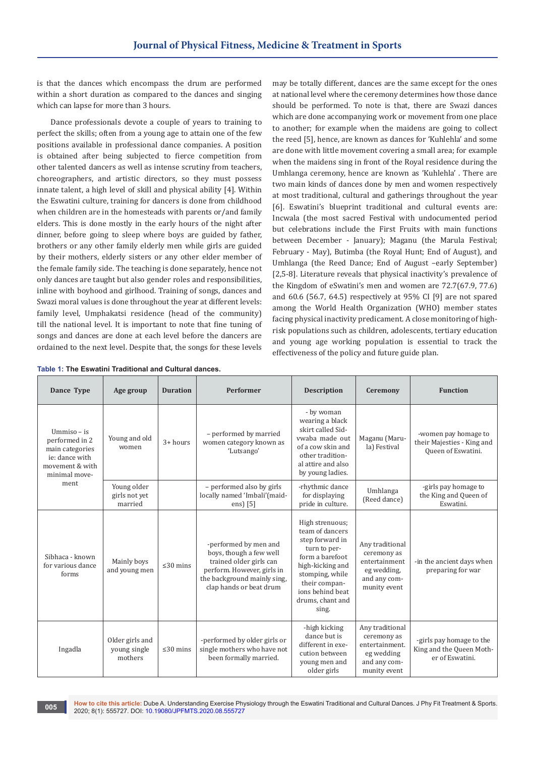is that the dances which encompass the drum are performed within a short duration as compared to the dances and singing which can lapse for more than 3 hours.

Dance professionals devote a couple of years to training to perfect the skills; often from a young age to attain one of the few positions available in professional dance companies. A position is obtained after being subjected to fierce competition from other talented dancers as well as intense scrutiny from teachers, choreographers, and artistic directors, so they must possess innate talent, a high level of skill and physical ability [4]. Within the Eswatini culture, training for dancers is done from childhood when children are in the homesteads with parents or/and family elders. This is done mostly in the early hours of the night after dinner, before going to sleep where boys are guided by father, brothers or any other family elderly men while girls are guided by their mothers, elderly sisters or any other elder member of the female family side. The teaching is done separately, hence not only dances are taught but also gender roles and responsibilities, inline with boyhood and girlhood. Training of songs, dances and Swazi moral values is done throughout the year at different levels: family level, Umphakatsi residence (head of the community) till the national level. It is important to note that fine tuning of songs and dances are done at each level before the dancers are ordained to the next level. Despite that, the songs for these levels may be totally different, dances are the same except for the ones at national level where the ceremony determines how those dance should be performed. To note is that, there are Swazi dances which are done accompanying work or movement from one place to another; for example when the maidens are going to collect the reed [5], hence, are known as dances for 'Kuhlehla' and some are done with little movement covering a small area; for example when the maidens sing in front of the Royal residence during the Umhlanga ceremony, hence are known as 'Kuhlehla' . There are two main kinds of dances done by men and women respectively at most traditional, cultural and gatherings throughout the year [6]. Eswatini's blueprint traditional and cultural events are: Incwala (the most sacred Festival with undocumented period but celebrations include the First Fruits with main functions between December - January); Maganu (the Marula Festival; February - May), Butimba (the Royal Hunt; End of August), and Umhlanga (the Reed Dance; End of August –early September) [2,5-8]. Literature reveals that physical inactivity's prevalence of the Kingdom of eSwatini's men and women are 72.7(67.9, 77.6) and 60.6 (56.7, 64.5) respectively at 95% CI [9] are not spared among the World Health Organization (WHO) member states facing physical inactivity predicament. A close monitoring of high-risk populations such as children, adolescents, tertiary education and young age working population is essential to track the effectiveness of the policy and future guide plan.

**Table 1: The Eswatini Traditional and Cultural dances.**

| Dance Type | Age group | Duration | Performer | Description | Ceremony | Function |
|---|---|---|---|---|---|---|
| Ummiso – is performed in 2 main categories ie: dance with movement & with minimal movement | Young and old women | 3+ hours | – performed by married women category known as 'Lutsango' | - by woman wearing a black skirt called Sidvwaba made out of a cow skin and other traditional attire and also by young ladies. | Maganu (Marula) Festival | -women pay homage to their Majesties - King and Queen of Eswatini. |
| | Young older girls not yet married | | – performed also by girls locally named 'Imbali'(maidens) [5] | -rhythmic dance for displaying pride in culture. | Umhlanga (Reed dance) | -girls pay homage to the King and Queen of Eswatini. |
| Sibhaca - known for various dance forms | Mainly boys and young men | ≤30 mins | -performed by men and boys, though a few well trained older girls can perform. However, girls in the background mainly sing, clap hands or beat drum | High strenuous; team of dancers step forward in turn to perform a barefoot high-kicking and stomping, while their companions behind beat drums, chant and sing. | Any traditional ceremony as entertainment eg wedding, and any community event | -in the ancient days when preparing for war |
| Ingadla | Older girls and young single mothers | ≤30 mins | -performed by older girls or single mothers who have not been formally married. | -high kicking dance but is different in execution between young men and older girls | Any traditional ceremony as entertainment. eg wedding and any community event | -girls pay homage to the King and the Queen Mother of Eswatini. |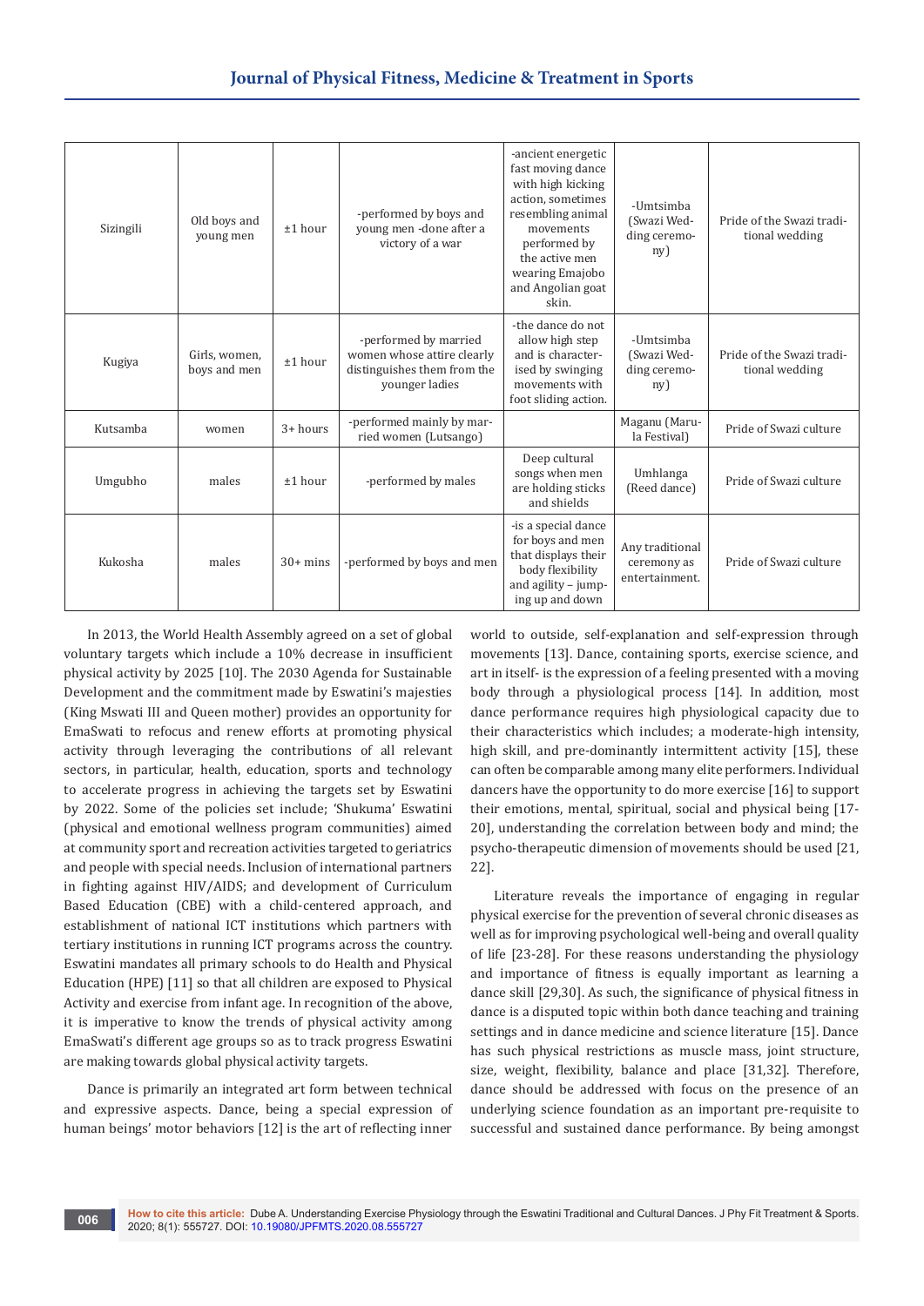| Sizingili | Old boys and young men | ±1 hour | -performed by boys and young men -done after a victory of a war | -ancient energetic fast moving dance with high kicking action, sometimes resembling animal movements performed by the active men wearing Emajobo and Angolian goat skin. | -Umtsimba (Swazi Wedding ceremony) | Pride of the Swazi traditional wedding |
|---|---|---|---|---|---|---|
| Kugiya | Girls, women, boys and men | ±1 hour | -performed by married women whose attire clearly distinguishes them from the younger ladies | -the dance do not allow high step and is characterised by swinging movements with foot sliding action. | -Umtsimba (Swazi Wedding ceremony) | Pride of the Swazi traditional wedding |
| Kutsamba | women | 3+ hours | -performed mainly by married women (Lutsango) | | Maganu (Marula Festival) | Pride of Swazi culture |
| Umgubho | males | ±1 hour | -performed by males | Deep cultural songs when men are holding sticks and shields | Umhlanga (Reed dance) | Pride of Swazi culture |
| Kukosha | males | 30+ mins | -performed by boys and men | -is a special dance for boys and men that displays their body flexibility and agility – jumping up and down | Any traditional ceremony as entertainment. | Pride of Swazi culture |

In 2013, the World Health Assembly agreed on a set of global voluntary targets which include a 10% decrease in insufficient physical activity by 2025 [10]. The 2030 Agenda for Sustainable Development and the commitment made by Eswatini's majesties (King Mswati III and Queen mother) provides an opportunity for EmaSwati to refocus and renew efforts at promoting physical activity through leveraging the contributions of all relevant sectors, in particular, health, education, sports and technology to accelerate progress in achieving the targets set by Eswatini by 2022. Some of the policies set include; 'Shukuma' Eswatini (physical and emotional wellness program communities) aimed at community sport and recreation activities targeted to geriatrics and people with special needs. Inclusion of international partners in fighting against HIV/AIDS; and development of Curriculum Based Education (CBE) with a child-centered approach, and establishment of national ICT institutions which partners with tertiary institutions in running ICT programs across the country. Eswatini mandates all primary schools to do Health and Physical Education (HPE) [11] so that all children are exposed to Physical Activity and exercise from infant age. In recognition of the above, it is imperative to know the trends of physical activity among EmaSwati's different age groups so as to track progress Eswatini are making towards global physical activity targets.

Dance is primarily an integrated art form between technical and expressive aspects. Dance, being a special expression of human beings' motor behaviors [12] is the art of reflecting inner world to outside, self-explanation and self-expression through movements [13]. Dance, containing sports, exercise science, and art in itself- is the expression of a feeling presented with a moving body through a physiological process [14]. In addition, most dance performance requires high physiological capacity due to their characteristics which includes; a moderate-high intensity, high skill, and pre-dominantly intermittent activity [15], these can often be comparable among many elite performers. Individual dancers have the opportunity to do more exercise [16] to support their emotions, mental, spiritual, social and physical being [17-20], understanding the correlation between body and mind; the psycho-therapeutic dimension of movements should be used [21, 22].

Literature reveals the importance of engaging in regular physical exercise for the prevention of several chronic diseases as well as for improving psychological well-being and overall quality of life [23-28]. For these reasons understanding the physiology and importance of fitness is equally important as learning a dance skill [29,30]. As such, the significance of physical fitness in dance is a disputed topic within both dance teaching and training settings and in dance medicine and science literature [15]. Dance has such physical restrictions as muscle mass, joint structure, size, weight, flexibility, balance and place [31,32]. Therefore, dance should be addressed with focus on the presence of an underlying science foundation as an important pre-requisite to successful and sustained dance performance. By being amongst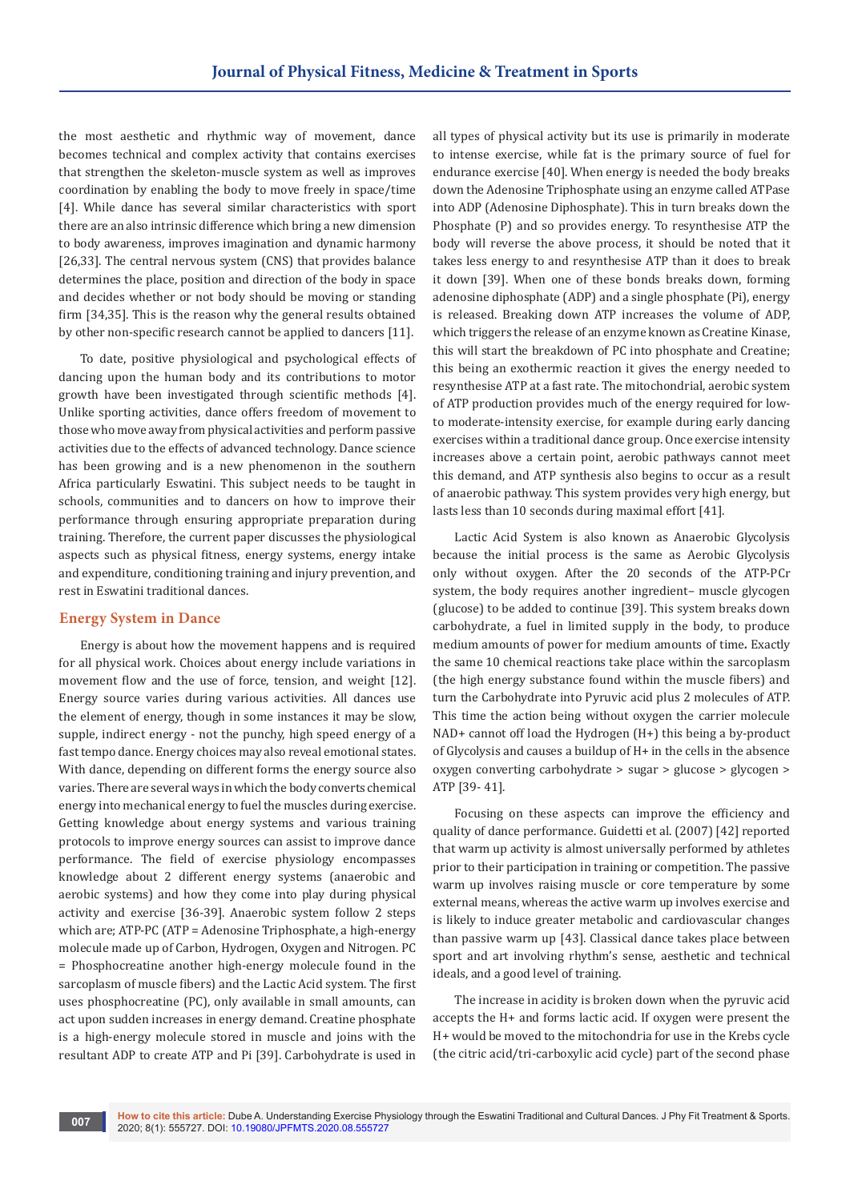the most aesthetic and rhythmic way of movement, dance becomes technical and complex activity that contains exercises that strengthen the skeleton-muscle system as well as improves coordination by enabling the body to move freely in space/time [4]. While dance has several similar characteristics with sport there are an also intrinsic difference which bring a new dimension to body awareness, improves imagination and dynamic harmony [26,33]. The central nervous system (CNS) that provides balance determines the place, position and direction of the body in space and decides whether or not body should be moving or standing firm [34,35]. This is the reason why the general results obtained by other non-specific research cannot be applied to dancers [11].

To date, positive physiological and psychological effects of dancing upon the human body and its contributions to motor growth have been investigated through scientific methods [4]. Unlike sporting activities, dance offers freedom of movement to those who move away from physical activities and perform passive activities due to the effects of advanced technology. Dance science has been growing and is a new phenomenon in the southern Africa particularly Eswatini. This subject needs to be taught in schools, communities and to dancers on how to improve their performance through ensuring appropriate preparation during training. Therefore, the current paper discusses the physiological aspects such as physical fitness, energy systems, energy intake and expenditure, conditioning training and injury prevention, and rest in Eswatini traditional dances.

## Energy System in Dance

Energy is about how the movement happens and is required for all physical work. Choices about energy include variations in movement flow and the use of force, tension, and weight [12]. Energy source varies during various activities. All dances use the element of energy, though in some instances it may be slow, supple, indirect energy - not the punchy, high speed energy of a fast tempo dance. Energy choices may also reveal emotional states. With dance, depending on different forms the energy source also varies. There are several ways in which the body converts chemical energy into mechanical energy to fuel the muscles during exercise. Getting knowledge about energy systems and various training protocols to improve energy sources can assist to improve dance performance. The field of exercise physiology encompasses knowledge about 2 different energy systems (anaerobic and aerobic systems) and how they come into play during physical activity and exercise [36-39]. Anaerobic system follow 2 steps which are; ATP-PC (ATP = Adenosine Triphosphate, a high-energy molecule made up of Carbon, Hydrogen, Oxygen and Nitrogen. PC = Phosphocreatine another high-energy molecule found in the sarcoplasm of muscle fibers) and the Lactic Acid system. The first uses phosphocreatine (PC), only available in small amounts, can act upon sudden increases in energy demand. Creatine phosphate is a high-energy molecule stored in muscle and joins with the resultant ADP to create ATP and Pi [39]. Carbohydrate is used in all types of physical activity but its use is primarily in moderate to intense exercise, while fat is the primary source of fuel for endurance exercise [40]. When energy is needed the body breaks down the Adenosine Triphosphate using an enzyme called ATPase into ADP (Adenosine Diphosphate). This in turn breaks down the Phosphate (P) and so provides energy. To resynthesise ATP the body will reverse the above process, it should be noted that it takes less energy to and resynthesise ATP than it does to break it down [39]. When one of these bonds breaks down, forming adenosine diphosphate (ADP) and a single phosphate (Pi), energy is released. Breaking down ATP increases the volume of ADP, which triggers the release of an enzyme known as Creatine Kinase, this will start the breakdown of PC into phosphate and Creatine; this being an exothermic reaction it gives the energy needed to resynthesise ATP at a fast rate. The mitochondrial, aerobic system of ATP production provides much of the energy required for low- to moderate-intensity exercise, for example during early dancing exercises within a traditional dance group. Once exercise intensity increases above a certain point, aerobic pathways cannot meet this demand, and ATP synthesis also begins to occur as a result of anaerobic pathway. This system provides very high energy, but lasts less than 10 seconds during maximal effort [41].

Lactic Acid System is also known as Anaerobic Glycolysis because the initial process is the same as Aerobic Glycolysis only without oxygen. After the 20 seconds of the ATP-PCr system, the body requires another ingredient– muscle glycogen (glucose) to be added to continue [39]. This system breaks down carbohydrate, a fuel in limited supply in the body, to produce medium amounts of power for medium amounts of time**.** Exactly the same 10 chemical reactions take place within the sarcoplasm (the high energy substance found within the muscle fibers) and turn the Carbohydrate into Pyruvic acid plus 2 molecules of ATP. This time the action being without oxygen the carrier molecule NAD+ cannot off load the Hydrogen (H+) this being a by-product of Glycolysis and causes a buildup of H+ in the cells in the absence oxygen converting carbohydrate > sugar > glucose > glycogen > ATP [39- 41].

Focusing on these aspects can improve the efficiency and quality of dance performance. Guidetti et al. (2007) [42] reported that warm up activity is almost universally performed by athletes prior to their participation in training or competition. The passive warm up involves raising muscle or core temperature by some external means, whereas the active warm up involves exercise and is likely to induce greater metabolic and cardiovascular changes than passive warm up [43]. Classical dance takes place between sport and art involving rhythm's sense, aesthetic and technical ideals, and a good level of training.

The increase in acidity is broken down when the pyruvic acid accepts the H+ and forms lactic acid. If oxygen were present the H+ would be moved to the mitochondria for use in the Krebs cycle (the citric acid/tri-carboxylic acid cycle) part of the second phase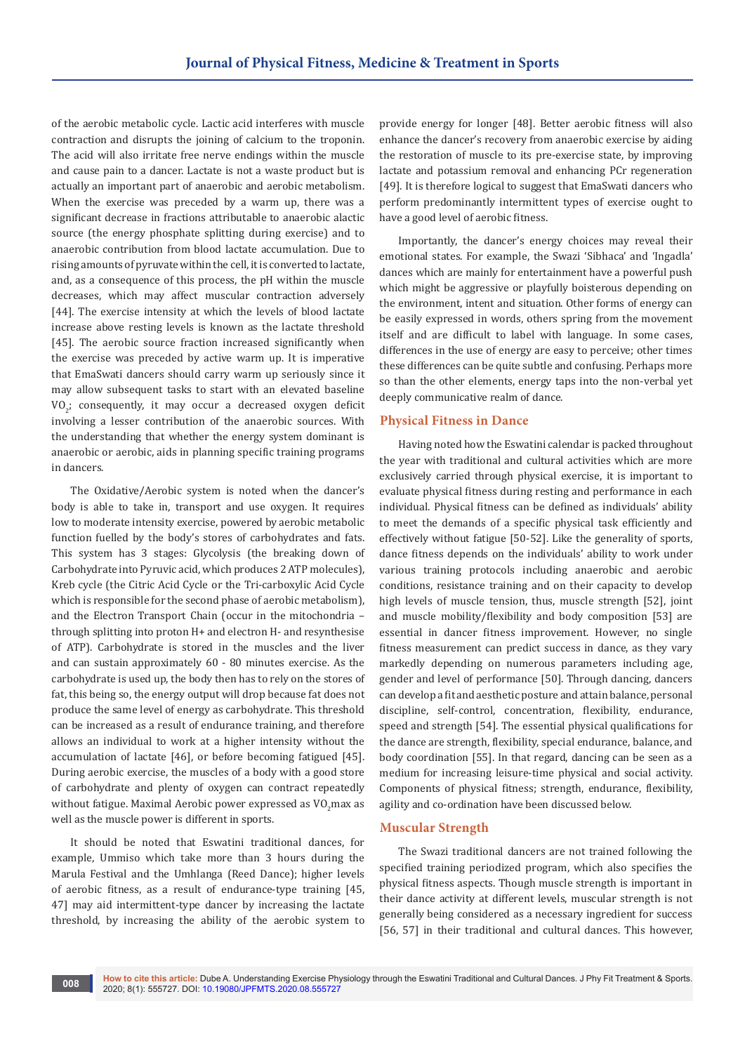of the aerobic metabolic cycle. Lactic acid interferes with muscle contraction and disrupts the joining of calcium to the troponin. The acid will also irritate free nerve endings within the muscle and cause pain to a dancer. Lactate is not a waste product but is actually an important part of anaerobic and aerobic metabolism. When the exercise was preceded by a warm up, there was a significant decrease in fractions attributable to anaerobic alactic source (the energy phosphate splitting during exercise) and to anaerobic contribution from blood lactate accumulation. Due to rising amounts of pyruvate within the cell, it is converted to lactate, and, as a consequence of this process, the pH within the muscle decreases, which may affect muscular contraction adversely [44]. The exercise intensity at which the levels of blood lactate increase above resting levels is known as the lactate threshold [45]. The aerobic source fraction increased significantly when the exercise was preceded by active warm up. It is imperative that EmaSwati dancers should carry warm up seriously since it may allow subsequent tasks to start with an elevated baseline $VO_2$; consequently, it may occur a decreased oxygen deficit involving a lesser contribution of the anaerobic sources. With the understanding that whether the energy system dominant is anaerobic or aerobic, aids in planning specific training programs in dancers.

The Oxidative/Aerobic system is noted when the dancer's body is able to take in, transport and use oxygen. It requires low to moderate intensity exercise, powered by aerobic metabolic function fuelled by the body's stores of carbohydrates and fats. This system has 3 stages: Glycolysis (the breaking down of Carbohydrate into Pyruvic acid, which produces 2 ATP molecules), Kreb cycle (the Citric Acid Cycle or the Tri-carboxylic Acid Cycle which is responsible for the second phase of aerobic metabolism), and the Electron Transport Chain (occur in the mitochondria – through splitting into proton H+ and electron H- and resynthesise of ATP). Carbohydrate is stored in the muscles and the liver and can sustain approximately 60 - 80 minutes exercise. As the carbohydrate is used up, the body then has to rely on the stores of fat, this being so, the energy output will drop because fat does not produce the same level of energy as carbohydrate. This threshold can be increased as a result of endurance training, and therefore allows an individual to work at a higher intensity without the accumulation of lactate [46], or before becoming fatigued [45]. During aerobic exercise, the muscles of a body with a good store of carbohydrate and plenty of oxygen can contract repeatedly without fatigue. Maximal Aerobic power expressed as $VO_2$max as well as the muscle power is different in sports.

It should be noted that Eswatini traditional dances, for example, Ummiso which take more than 3 hours during the Marula Festival and the Umhlanga (Reed Dance); higher levels of aerobic fitness, as a result of endurance-type training [45, 47] may aid intermittent-type dancer by increasing the lactate threshold, by increasing the ability of the aerobic system to provide energy for longer [48]. Better aerobic fitness will also enhance the dancer's recovery from anaerobic exercise by aiding the restoration of muscle to its pre-exercise state, by improving lactate and potassium removal and enhancing PCr regeneration [49]. It is therefore logical to suggest that EmaSwati dancers who perform predominantly intermittent types of exercise ought to have a good level of aerobic fitness.

Importantly, the dancer's energy choices may reveal their emotional states. For example, the Swazi 'Sibhaca' and 'Ingadla' dances which are mainly for entertainment have a powerful push which might be aggressive or playfully boisterous depending on the environment, intent and situation. Other forms of energy can be easily expressed in words, others spring from the movement itself and are difficult to label with language. In some cases, differences in the use of energy are easy to perceive; other times these differences can be quite subtle and confusing. Perhaps more so than the other elements, energy taps into the non-verbal yet deeply communicative realm of dance.

## Physical Fitness in Dance

Having noted how the Eswatini calendar is packed throughout the year with traditional and cultural activities which are more exclusively carried through physical exercise, it is important to evaluate physical fitness during resting and performance in each individual. Physical fitness can be defined as individuals' ability to meet the demands of a specific physical task efficiently and effectively without fatigue [50-52]. Like the generality of sports, dance fitness depends on the individuals' ability to work under various training protocols including anaerobic and aerobic conditions, resistance training and on their capacity to develop high levels of muscle tension, thus, muscle strength [52], joint and muscle mobility/flexibility and body composition [53] are essential in dancer fitness improvement. However, no single fitness measurement can predict success in dance, as they vary markedly depending on numerous parameters including age, gender and level of performance [50]. Through dancing, dancers can develop a fit and aesthetic posture and attain balance, personal discipline, self-control, concentration, flexibility, endurance, speed and strength [54]. The essential physical qualifications for the dance are strength, flexibility, special endurance, balance, and body coordination [55]. In that regard, dancing can be seen as a medium for increasing leisure-time physical and social activity. Components of physical fitness; strength, endurance, flexibility, agility and co-ordination have been discussed below.

## Muscular Strength

The Swazi traditional dancers are not trained following the specified training periodized program, which also specifies the physical fitness aspects. Though muscle strength is important in their dance activity at different levels, muscular strength is not generally being considered as a necessary ingredient for success [56, 57] in their traditional and cultural dances. This however,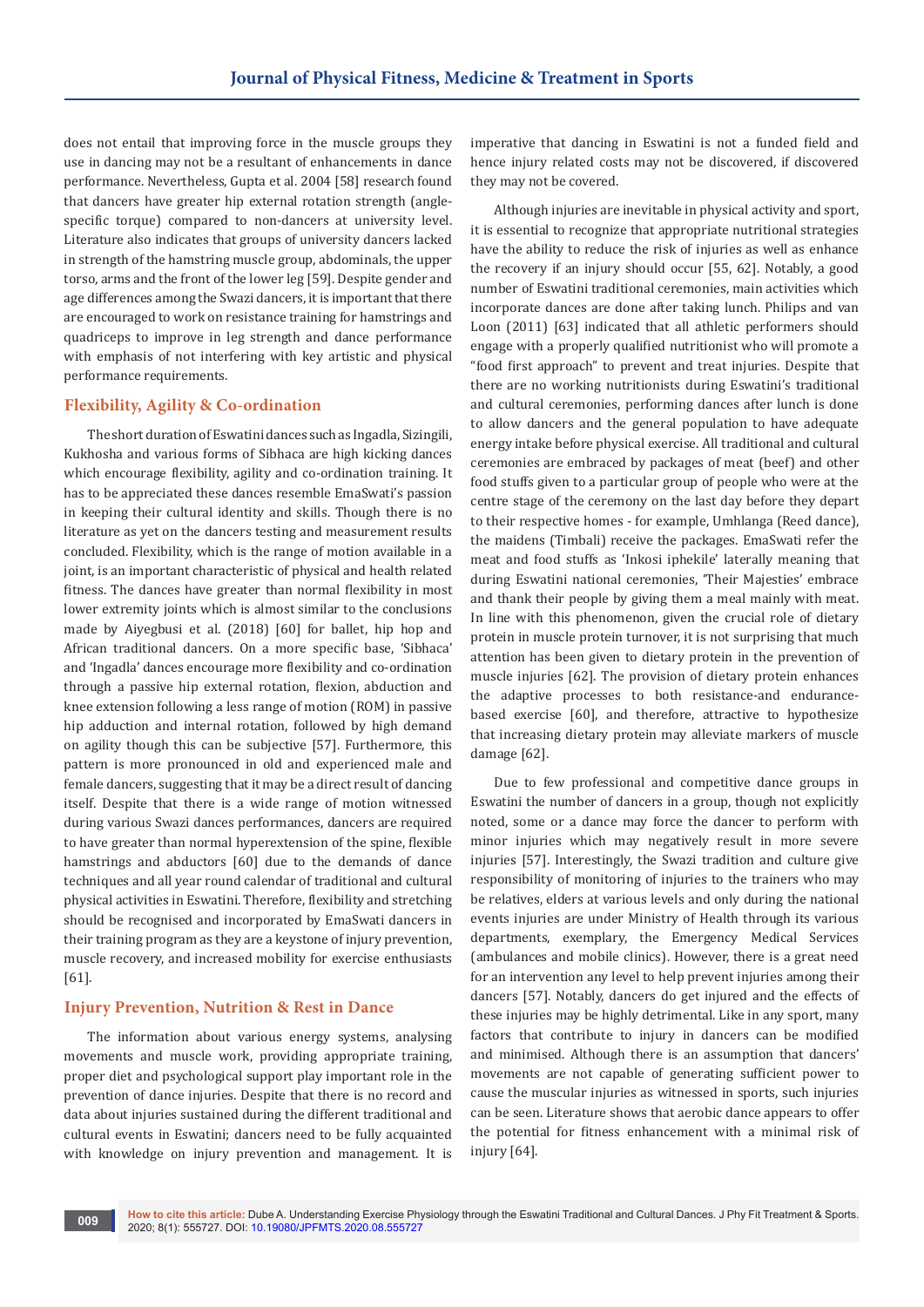does not entail that improving force in the muscle groups they use in dancing may not be a resultant of enhancements in dance performance. Nevertheless, Gupta et al. 2004 [58] research found that dancers have greater hip external rotation strength (angle-specific torque) compared to non-dancers at university level. Literature also indicates that groups of university dancers lacked in strength of the hamstring muscle group, abdominals, the upper torso, arms and the front of the lower leg [59]. Despite gender and age differences among the Swazi dancers, it is important that there are encouraged to work on resistance training for hamstrings and quadriceps to improve in leg strength and dance performance with emphasis of not interfering with key artistic and physical performance requirements.

## Flexibility, Agility & Co-ordination

The short duration of Eswatini dances such as Ingadla, Sizingili, Kukhosha and various forms of Sibhaca are high kicking dances which encourage flexibility, agility and co-ordination training. It has to be appreciated these dances resemble EmaSwati's passion in keeping their cultural identity and skills. Though there is no literature as yet on the dancers testing and measurement results concluded. Flexibility, which is the range of motion available in a joint, is an important characteristic of physical and health related fitness. The dances have greater than normal flexibility in most lower extremity joints which is almost similar to the conclusions made by Aiyegbusi et al. (2018) [60] for ballet, hip hop and African traditional dancers. On a more specific base, 'Sibhaca' and 'Ingadla' dances encourage more flexibility and co-ordination through a passive hip external rotation, flexion, abduction and knee extension following a less range of motion (ROM) in passive hip adduction and internal rotation, followed by high demand on agility though this can be subjective [57]. Furthermore, this pattern is more pronounced in old and experienced male and female dancers, suggesting that it may be a direct result of dancing itself. Despite that there is a wide range of motion witnessed during various Swazi dances performances, dancers are required to have greater than normal hyperextension of the spine, flexible hamstrings and abductors [60] due to the demands of dance techniques and all year round calendar of traditional and cultural physical activities in Eswatini. Therefore, flexibility and stretching should be recognised and incorporated by EmaSwati dancers in their training program as they are a keystone of injury prevention, muscle recovery, and increased mobility for exercise enthusiasts [61].

## Injury Prevention, Nutrition & Rest in Dance

The information about various energy systems, analysing movements and muscle work, providing appropriate training, proper diet and psychological support play important role in the prevention of dance injuries. Despite that there is no record and data about injuries sustained during the different traditional and cultural events in Eswatini; dancers need to be fully acquainted with knowledge on injury prevention and management. It is imperative that dancing in Eswatini is not a funded field and hence injury related costs may not be discovered, if discovered they may not be covered.

Although injuries are inevitable in physical activity and sport, it is essential to recognize that appropriate nutritional strategies have the ability to reduce the risk of injuries as well as enhance the recovery if an injury should occur [55, 62]. Notably, a good number of Eswatini traditional ceremonies, main activities which incorporate dances are done after taking lunch. Philips and van Loon (2011) [63] indicated that all athletic performers should engage with a properly qualified nutritionist who will promote a "food first approach" to prevent and treat injuries. Despite that there are no working nutritionists during Eswatini's traditional and cultural ceremonies, performing dances after lunch is done to allow dancers and the general population to have adequate energy intake before physical exercise. All traditional and cultural ceremonies are embraced by packages of meat (beef) and other food stuffs given to a particular group of people who were at the centre stage of the ceremony on the last day before they depart to their respective homes - for example, Umhlanga (Reed dance), the maidens (Timbali) receive the packages. EmaSwati refer the meat and food stuffs as 'Inkosi iphekile' laterally meaning that during Eswatini national ceremonies, 'Their Majesties' embrace and thank their people by giving them a meal mainly with meat. In line with this phenomenon, given the crucial role of dietary protein in muscle protein turnover, it is not surprising that much attention has been given to dietary protein in the prevention of muscle injuries [62]. The provision of dietary protein enhances the adaptive processes to both resistance-and endurance-based exercise [60], and therefore, attractive to hypothesize that increasing dietary protein may alleviate markers of muscle damage [62].

Due to few professional and competitive dance groups in Eswatini the number of dancers in a group, though not explicitly noted, some or a dance may force the dancer to perform with minor injuries which may negatively result in more severe injuries [57]. Interestingly, the Swazi tradition and culture give responsibility of monitoring of injuries to the trainers who may be relatives, elders at various levels and only during the national events injuries are under Ministry of Health through its various departments, exemplary, the Emergency Medical Services (ambulances and mobile clinics). However, there is a great need for an intervention any level to help prevent injuries among their dancers [57]. Notably, dancers do get injured and the effects of these injuries may be highly detrimental. Like in any sport, many factors that contribute to injury in dancers can be modified and minimised. Although there is an assumption that dancers' movements are not capable of generating sufficient power to cause the muscular injuries as witnessed in sports, such injuries can be seen. Literature shows that aerobic dance appears to offer the potential for fitness enhancement with a minimal risk of injury [64].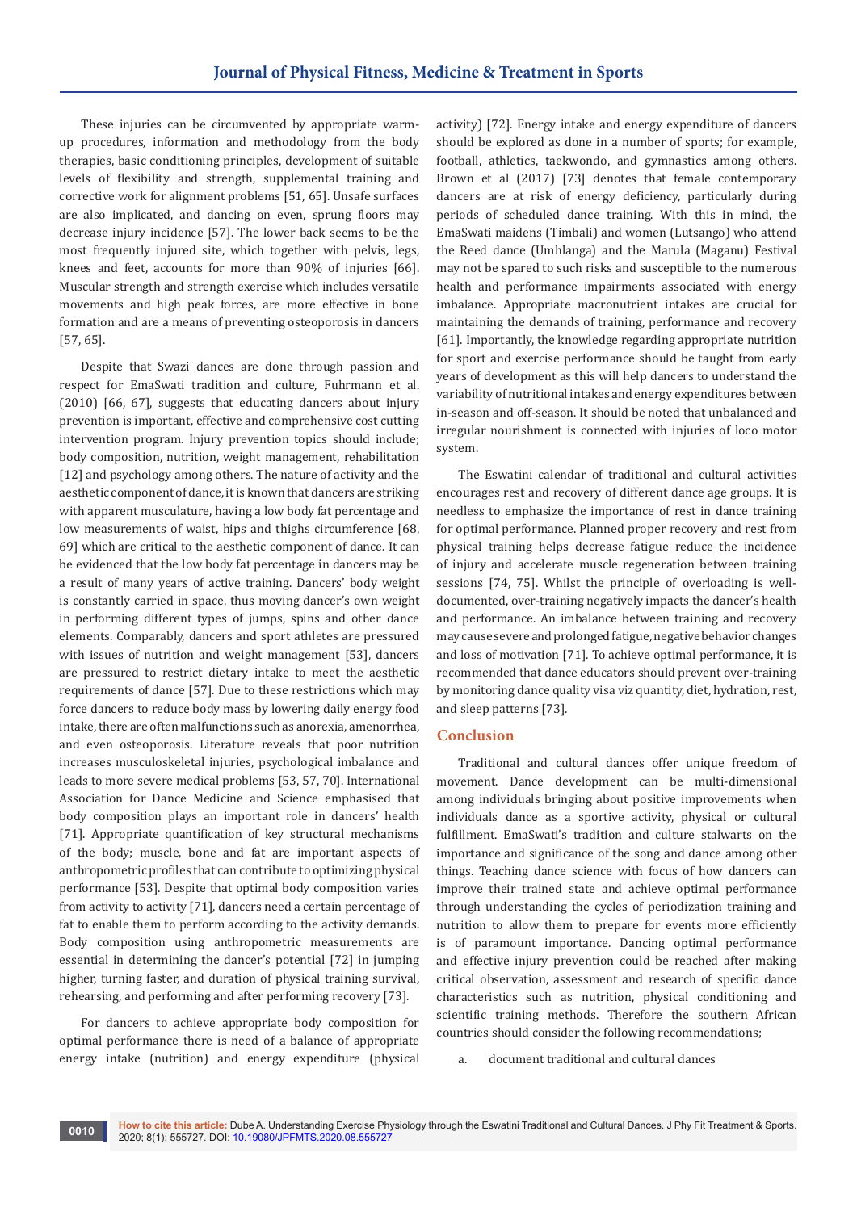These injuries can be circumvented by appropriate warm-up procedures, information and methodology from the body therapies, basic conditioning principles, development of suitable levels of flexibility and strength, supplemental training and corrective work for alignment problems [51, 65]. Unsafe surfaces are also implicated, and dancing on even, sprung floors may decrease injury incidence [57]. The lower back seems to be the most frequently injured site, which together with pelvis, legs, knees and feet, accounts for more than 90% of injuries [66]. Muscular strength and strength exercise which includes versatile movements and high peak forces, are more effective in bone formation and are a means of preventing osteoporosis in dancers [57, 65].

Despite that Swazi dances are done through passion and respect for EmaSwati tradition and culture, Fuhrmann et al. (2010) [66, 67], suggests that educating dancers about injury prevention is important, effective and comprehensive cost cutting intervention program. Injury prevention topics should include; body composition, nutrition, weight management, rehabilitation [12] and psychology among others. The nature of activity and the aesthetic component of dance, it is known that dancers are striking with apparent musculature, having a low body fat percentage and low measurements of waist, hips and thighs circumference [68, 69] which are critical to the aesthetic component of dance. It can be evidenced that the low body fat percentage in dancers may be a result of many years of active training. Dancers' body weight is constantly carried in space, thus moving dancer's own weight in performing different types of jumps, spins and other dance elements. Comparably, dancers and sport athletes are pressured with issues of nutrition and weight management [53], dancers are pressured to restrict dietary intake to meet the aesthetic requirements of dance [57]. Due to these restrictions which may force dancers to reduce body mass by lowering daily energy food intake, there are often malfunctions such as anorexia, amenorrhea, and even osteoporosis. Literature reveals that poor nutrition increases musculoskeletal injuries, psychological imbalance and leads to more severe medical problems [53, 57, 70]. International Association for Dance Medicine and Science emphasised that body composition plays an important role in dancers' health [71]. Appropriate quantification of key structural mechanisms of the body; muscle, bone and fat are important aspects of anthropometric profiles that can contribute to optimizing physical performance [53]. Despite that optimal body composition varies from activity to activity [71], dancers need a certain percentage of fat to enable them to perform according to the activity demands. Body composition using anthropometric measurements are essential in determining the dancer's potential [72] in jumping higher, turning faster, and duration of physical training survival, rehearsing, and performing and after performing recovery [73].

For dancers to achieve appropriate body composition for optimal performance there is need of a balance of appropriate energy intake (nutrition) and energy expenditure (physical activity) [72]. Energy intake and energy expenditure of dancers should be explored as done in a number of sports; for example, football, athletics, taekwondo, and gymnastics among others. Brown et al (2017) [73] denotes that female contemporary dancers are at risk of energy deficiency, particularly during periods of scheduled dance training. With this in mind, the EmaSwati maidens (Timbali) and women (Lutsango) who attend the Reed dance (Umhlanga) and the Marula (Maganu) Festival may not be spared to such risks and susceptible to the numerous health and performance impairments associated with energy imbalance. Appropriate macronutrient intakes are crucial for maintaining the demands of training, performance and recovery [61]. Importantly, the knowledge regarding appropriate nutrition for sport and exercise performance should be taught from early years of development as this will help dancers to understand the variability of nutritional intakes and energy expenditures between in-season and off-season. It should be noted that unbalanced and irregular nourishment is connected with injuries of loco motor system.

The Eswatini calendar of traditional and cultural activities encourages rest and recovery of different dance age groups. It is needless to emphasize the importance of rest in dance training for optimal performance. Planned proper recovery and rest from physical training helps decrease fatigue reduce the incidence of injury and accelerate muscle regeneration between training sessions [74, 75]. Whilst the principle of overloading is well-documented, over-training negatively impacts the dancer's health and performance. An imbalance between training and recovery may cause severe and prolonged fatigue, negative behavior changes and loss of motivation [71]. To achieve optimal performance, it is recommended that dance educators should prevent over-training by monitoring dance quality visa viz quantity, diet, hydration, rest, and sleep patterns [73].

## Conclusion

Traditional and cultural dances offer unique freedom of movement. Dance development can be multi-dimensional among individuals bringing about positive improvements when individuals dance as a sportive activity, physical or cultural fulfillment. EmaSwati's tradition and culture stalwarts on the importance and significance of the song and dance among other things. Teaching dance science with focus of how dancers can improve their trained state and achieve optimal performance through understanding the cycles of periodization training and nutrition to allow them to prepare for events more efficiently is of paramount importance. Dancing optimal performance and effective injury prevention could be reached after making critical observation, assessment and research of specific dance characteristics such as nutrition, physical conditioning and scientific training methods. Therefore the southern African countries should consider the following recommendations;

a. document traditional and cultural dances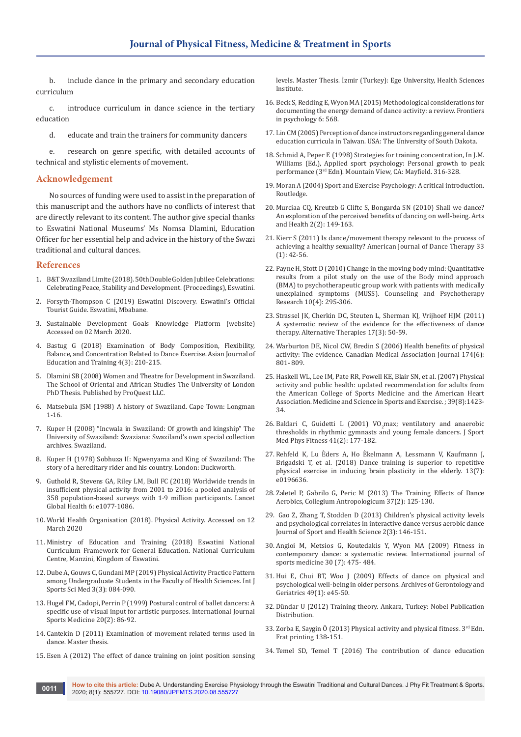b. include dance in the primary and secondary education curriculum

c. introduce curriculum in dance science in the tertiary education

d. educate and train the trainers for community dancers

e. research on genre specific, with detailed accounts of technical and stylistic elements of movement.

## Acknowledgement

No sources of funding were used to assist in the preparation of this manuscript and the authors have no conflicts of interest that are directly relevant to its content. The author give special thanks to Eswatini National Museums' Ms Nomsa Dlamini, Education Officer for her essential help and advice in the history of the Swazi traditional and cultural dances.

## References

1. B&T Swaziland Limite (2018). 50th Double Golden Jubilee Celebrations: Celebrating Peace, Stability and Development. (Proceedings), Eswatini.
2. Forsyth-Thompson C (2019) Eswatini Discovery. Eswatini's Official Tourist Guide. Eswatini, Mbabane.
3. Sustainable Development Goals Knowledge Platform (website) Accessed on 02 March 2020.
4. Bastug G (2018) Examination of Body Composition, Flexibility, Balance, and Concentration Related to Dance Exercise. Asian Journal of Education and Training 4(3): 210-215.
5. Dlamini SB (2008) Women and Theatre for Development in Swaziland. The School of Oriental and African Studies The University of London PhD Thesis. Published by ProQuest LLC.
6. Matsebula JSM (1988) A history of Swaziland. Cape Town: Longman 1-16.
7. Kuper H (2008) "Incwala in Swaziland: Of growth and kingship" The University of Swaziland: Swaziana: Swaziland's own special collection archives. Swaziland.
8. Kuper H (1978) Sobhuza II: Ngwenyama and King of Swaziland: The story of a hereditary rider and his country. London: Duckworth.
9. Guthold R, Stevens GA, Riley LM, Bull FC (2018) Worldwide trends in insufficient physical activity from 2001 to 2016: a pooled analysis of 358 population-based surveys with 1·9 million participants. Lancet Global Health 6: e1077-1086.
10. World Health Organisation (2018). Physical Activity. Accessed on 12 March 2020
11. Ministry of Education and Training (2018) Eswatini National Curriculum Framework for General Education. National Curriculum Centre, Manzini, Kingdom of Eswatini.
12. Dube A, Gouws C, Gundani MP (2019) Physical Activity Practice Pattern among Undergraduate Students in the Faculty of Health Sciences. Int J Sports Sci Med 3(3): 084-090.
13. Hugel FM, Cadopi, Perrin P (1999) Postural control of ballet dancers: A specific use of visual input for artistic purposes. International Journal Sports Medicine 20(2): 86-92.
14. Cantekin D (2011) Examination of movement related terms used in dance. Master thesis.
15. Esen A (2012) The effect of dance training on joint position sensing levels. Master Thesis. İzmir (Turkey): Ege University, Health Sciences Institute.
16. Beck S, Redding E, Wyon MA (2015) Methodological considerations for documenting the energy demand of dance activity: a review. Frontiers in psychology 6: 568.
17. Lin CM (2005) Perception of dance instructors regarding general dance education curricula in Taiwan. USA: The University of South Dakota.
18. Schmid A, Peper E (1998) Strategies for training concentration, In J.M. Williams (Ed.), Applied sport psychology: Personal growth to peak performance (3rd Edn). Mountain View, CA: Mayfield. 316-328.
19. Moran A (2004) Sport and Exercise Psychology: A critical introduction. Routledge.
20. Murciaa CQ, Kreutzb G Cliftc S, Bongarda SN (2010) Shall we dance? An exploration of the perceived benefits of dancing on well-being. Arts and Health 2(2): 149-163.
21. Kierr S (2011) Is dance/movement therapy relevant to the process of achieving a healthy sexuality? American Journal of Dance Therapy 33 (1): 42-56.
22. Payne H, Stott D (2010) Change in the moving body mind: Quantitative results from a pilot study on the use of the Body mind approach (BMA) to psychotherapeutic group work with patients with medically unexplained symptoms (MUSS). Counseling and Psychotherapy Research 10(4): 295-306.
23. Strassel JK, Cherkin DC, Steuten L, Sherman KJ, Vrijhoef HJM (2011) A systematic review of the evidence for the effectiveness of dance therapy. Alternative Therapies 17(3): 50-59.
24. Warburton DE, Nicol CW, Bredin S (2006) Health benefits of physical activity: The evidence. Canadian Medical Association Journal 174(6): 801- 809.
25. Haskell WL, Lee IM, Pate RR, Powell KE, Blair SN, et al. (2007) Physical activity and public health: updated recommendation for adults from the American College of Sports Medicine and the American Heart Association. Medicine and Science in Sports and Exercise. ; 39(8):1423-34.
26. Baldari C, Guidetti L (2001) $VO_2$max; ventilatory and anaerobic thresholds in rhythmic gymnasts and young female dancers. J Sport Med Phys Fitness 41(2): 177-182.
27. Rehfeld K, Lu Èders A, Ho Èkelmann A, Lessmann V, Kaufmann J, Brigadski T, et al. (2018) Dance training is superior to repetitive physical exercise in inducing brain plasticity in the elderly. 13(7): e0196636.
28. Zaletel P, Gabrilo G, Peric M (2013) The Training Effects of Dance Aerobics, Collegium Antropologicum 37(2): 125-130.
29. Gao Z, Zhang T, Stodden D (2013) Children's physical activity levels and psychological correlates in interactive dance versus aerobic dance Journal of Sport and Health Science 2(3): 146-151.
30. Angioi M, Metsios G, Koutedakis Y, Wyon MA (2009) Fitness in contemporary dance: a systematic review. International journal of sports medicine 30 (7): 475- 484.
31. Hui E, Chui BT, Woo J (2009) Effects of dance on physical and psychological well-being in older persons. Archives of Gerontology and Geriatrics 49(1): e45-50.
32. Dündar U (2012) Training theory. Ankara, Turkey: Nobel Publication Distribution.
33. Zorba E, Saygin Ö (2013) Physical activity and physical fitness. 3rd Edn. Frat printing 138-151.
34. Temel SD, Temel T (2016) The contribution of dance education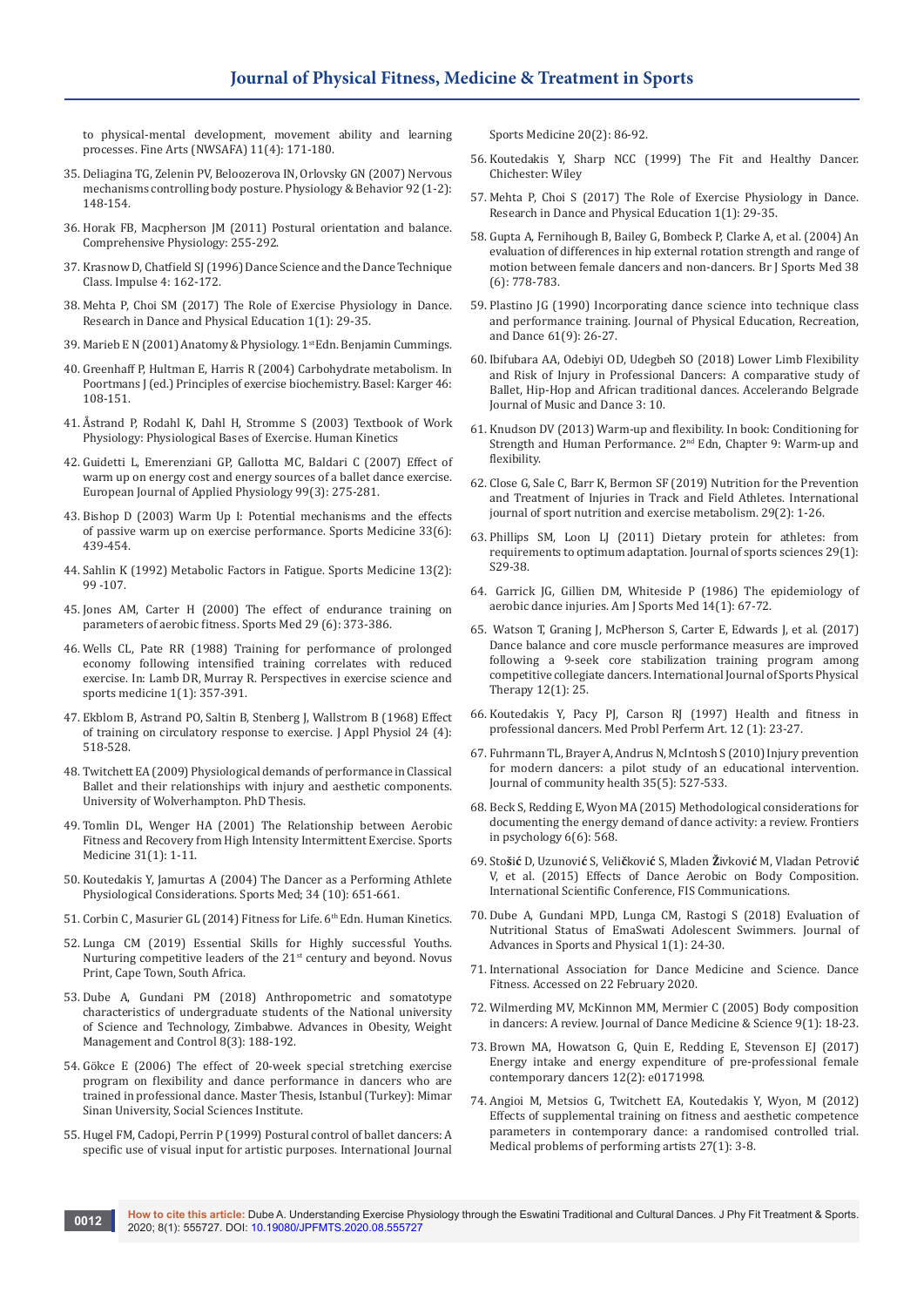to physical-mental development, movement ability and learning processes. Fine Arts (NWSAFA) 11(4): 171-180.

35. Deliagina TG, Zelenin PV, Beloozerova IN, Orlovsky GN (2007) Nervous mechanisms controlling body posture. Physiology & Behavior 92 (1-2): 148-154.
36. Horak FB, Macpherson JM (2011) Postural orientation and balance. Comprehensive Physiology: 255-292.
37. Krasnow D, Chatfield SJ (1996) Dance Science and the Dance Technique Class. Impulse 4: 162-172.
38. Mehta P, Choi SM (2017) The Role of Exercise Physiology in Dance. Research in Dance and Physical Education 1(1): 29-35.
39. Marieb E N (2001) Anatomy & Physiology. 1st Edn. Benjamin Cummings.
40. Greenhaff P, Hultman E, Harris R (2004) Carbohydrate metabolism. In Poortmans J (ed.) Principles of exercise biochemistry. Basel: Karger 46: 108-151.
41. Åstrand P, Rodahl K, Dahl H, Stromme S (2003) Textbook of Work Physiology: Physiological Bases of Exercise. Human Kinetics
42. Guidetti L, Emerenziani GP, Gallotta MC, Baldari C (2007) Effect of warm up on energy cost and energy sources of a ballet dance exercise. European Journal of Applied Physiology 99(3): 275-281.
43. Bishop D (2003) Warm Up I: Potential mechanisms and the effects of passive warm up on exercise performance. Sports Medicine 33(6): 439-454.
44. Sahlin K (1992) Metabolic Factors in Fatigue. Sports Medicine 13(2): 99 -107.
45. Jones AM, Carter H (2000) The effect of endurance training on parameters of aerobic fitness. Sports Med 29 (6): 373-386.
46. Wells CL, Pate RR (1988) Training for performance of prolonged economy following intensified training correlates with reduced exercise. In: Lamb DR, Murray R. Perspectives in exercise science and sports medicine 1(1): 357-391.
47. Ekblom B, Astrand PO, Saltin B, Stenberg J, Wallstrom B (1968) Effect of training on circulatory response to exercise. J Appl Physiol 24 (4): 518-528.
48. Twitchett EA (2009) Physiological demands of performance in Classical Ballet and their relationships with injury and aesthetic components. University of Wolverhampton. PhD Thesis.
49. Tomlin DL, Wenger HA (2001) The Relationship between Aerobic Fitness and Recovery from High Intensity Intermittent Exercise. Sports Medicine 31(1): 1-11.
50. Koutedakis Y, Jamurtas A (2004) The Dancer as a Performing Athlete Physiological Considerations. Sports Med; 34 (10): 651-661.
51. Corbin C , Masurier GL (2014) Fitness for Life. 6th Edn. Human Kinetics.
52. Lunga CM (2019) Essential Skills for Highly successful Youths. Nurturing competitive leaders of the 21st century and beyond. Novus Print, Cape Town, South Africa.
53. Dube A, Gundani PM (2018) Anthropometric and somatotype characteristics of undergraduate students of the National university of Science and Technology, Zimbabwe. Advances in Obesity, Weight Management and Control 8(3): 188-192.
54. Gökce E (2006) The effect of 20-week special stretching exercise program on flexibility and dance performance in dancers who are trained in professional dance. Master Thesis, Istanbul (Turkey): Mimar Sinan University, Social Sciences Institute.
55. Hugel FM, Cadopi, Perrin P (1999) Postural control of ballet dancers: A specific use of visual input for artistic purposes. International Journal Sports Medicine 20(2): 86-92.
56. Koutedakis Y, Sharp NCC (1999) The Fit and Healthy Dancer. Chichester: Wiley
57. Mehta P, Choi S (2017) The Role of Exercise Physiology in Dance. Research in Dance and Physical Education 1(1): 29-35.
58. Gupta A, Fernihough B, Bailey G, Bombeck P, Clarke A, et al. (2004) An evaluation of differences in hip external rotation strength and range of motion between female dancers and non-dancers. Br J Sports Med 38 (6): 778-783.
59. Plastino JG (1990) Incorporating dance science into technique class and performance training. Journal of Physical Education, Recreation, and Dance 61(9): 26-27.
60. Ibifubara AA, Odebiyi OD, Udegbeh SO (2018) Lower Limb Flexibility and Risk of Injury in Professional Dancers: A comparative study of Ballet, Hip-Hop and African traditional dances. Accelerando Belgrade Journal of Music and Dance 3: 10.
61. Knudson DV (2013) Warm-up and flexibility. In book: Conditioning for Strength and Human Performance. 2nd Edn, Chapter 9: Warm-up and flexibility.
62. Close G, Sale C, Barr K, Bermon SF (2019) Nutrition for the Prevention and Treatment of Injuries in Track and Field Athletes. International journal of sport nutrition and exercise metabolism. 29(2): 1-26.
63. Phillips SM, Loon LJ (2011) Dietary protein for athletes: from requirements to optimum adaptation. Journal of sports sciences 29(1): S29-38.
64. Garrick JG, Gillien DM, Whiteside P (1986) The epidemiology of aerobic dance injuries. Am J Sports Med 14(1): 67-72.
65. Watson T, Graning J, McPherson S, Carter E, Edwards J, et al. (2017) Dance balance and core muscle performance measures are improved following a 9-seek core stabilization training program among competitive collegiate dancers. International Journal of Sports Physical Therapy 12(1): 25.
66. Koutedakis Y, Pacy PJ, Carson RJ (1997) Health and fitness in professional dancers. Med Probl Perferm Art. 12 (1): 23-27.
67. Fuhrmann TL, Brayer A, Andrus N, McIntosh S (2010) Injury prevention for modern dancers: a pilot study of an educational intervention. Journal of community health 35(5): 527-533.
68. Beck S, Redding E, Wyon MA (2015) Methodological considerations for documenting the energy demand of dance activity: a review. Frontiers in psychology 6(6): 568.
69. Stošić D, Uzunović S, Veličković S, Mladen Živković M, Vladan Petrović V, et al. (2015) Effects of Dance Aerobic on Body Composition. International Scientific Conference, FIS Communications.
70. Dube A, Gundani MPD, Lunga CM, Rastogi S (2018) Evaluation of Nutritional Status of EmaSwati Adolescent Swimmers. Journal of Advances in Sports and Physical 1(1): 24-30.
71. International Association for Dance Medicine and Science. Dance Fitness. Accessed on 22 February 2020.
72. Wilmerding MV, McKinnon MM, Mermier C (2005) Body composition in dancers: A review. Journal of Dance Medicine & Science 9(1): 18-23.
73. Brown MA, Howatson G, Quin E, Redding E, Stevenson EJ (2017) Energy intake and energy expenditure of pre-professional female contemporary dancers 12(2): e0171998.
74. Angioi M, Metsios G, Twitchett EA, Koutedakis Y, Wyon, M (2012) Effects of supplemental training on fitness and aesthetic competence parameters in contemporary dance: a randomised controlled trial. Medical problems of performing artists 27(1): 3-8.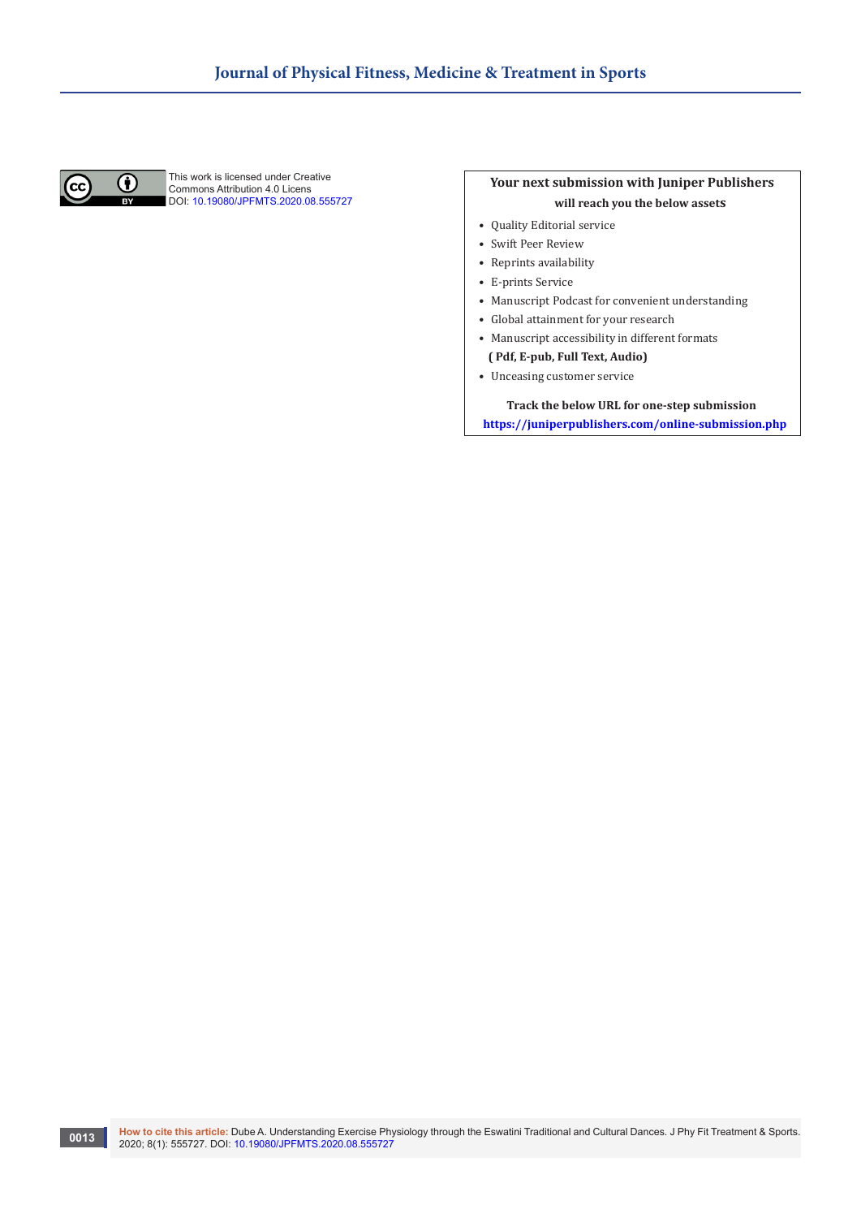This work is licensed under Creative Commons Attribution 4.0 Licens
DOI: 10.19080/JPFMTS.2020.08.555727

**Your next submission with Juniper Publishers will reach you the below assets**

- Quality Editorial service
- Swift Peer Review
- Reprints availability
- E-prints Service
- Manuscript Podcast for convenient understanding
- Global attainment for your research
- Manuscript accessibility in different formats
  **( Pdf, E-pub, Full Text, Audio)**
- Unceasing customer service

**Track the below URL for one-step submission**
**https://juniperpublishers.com/online-submission.php**

**How to cite this article:** Dube A. Understanding Exercise Physiology through the Eswatini Traditional and Cultural Dances. J Phy Fit Treatment & Sports. 2020; 8(1): 555727. DOI: 10.19080/JPFMTS.2020.08.555727